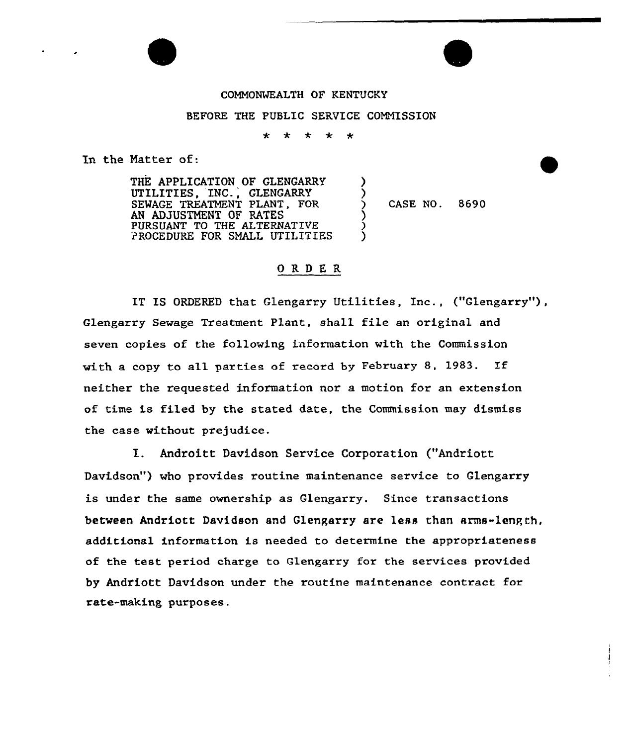COMMONWEALTH OF KENTUCKY

BEFORE THE PUBLIC SERVICE COMMISSION

\* \* \* \* \*

In the Matter of:

| | | |
|---|---|---|
| THE APPLICATION OF GLENGARRY UTILITIES, INC., GLENGARRY SEWAGE TREATMENT PLANT, FOR AN ADJUSTMENT OF RATES PURSUANT TO THE ALTERNATIVE PROCEDURE FOR SMALL UTILITIES | ) | CASE NO. 8690 |

## ORDER

IT IS ORDERED that Glengarry Utilities, Inc., ("Glengarry"), Glengarry Sewage Treatment Plant, shall file an original and seven copies of the following information with the Commission with a copy to all parties of record by February 8, 1983. If neither the requested information nor a motion for an extension of time is filed by the stated date, the Commission may dismiss the case without prejudice.

I. Androitt Davidson Service Corporation ("Andriott Davidson") who provides routine maintenance service to Glengarry is under the same ownership as Glengarry. Since transactions between Andriott Davidson and Glengarry are less than arms-length, additional information is needed to determine the appropriateness of the test period charge to Glengarry for the services provided by Andriott Davidson under the routine maintenance contract for rate-making purposes.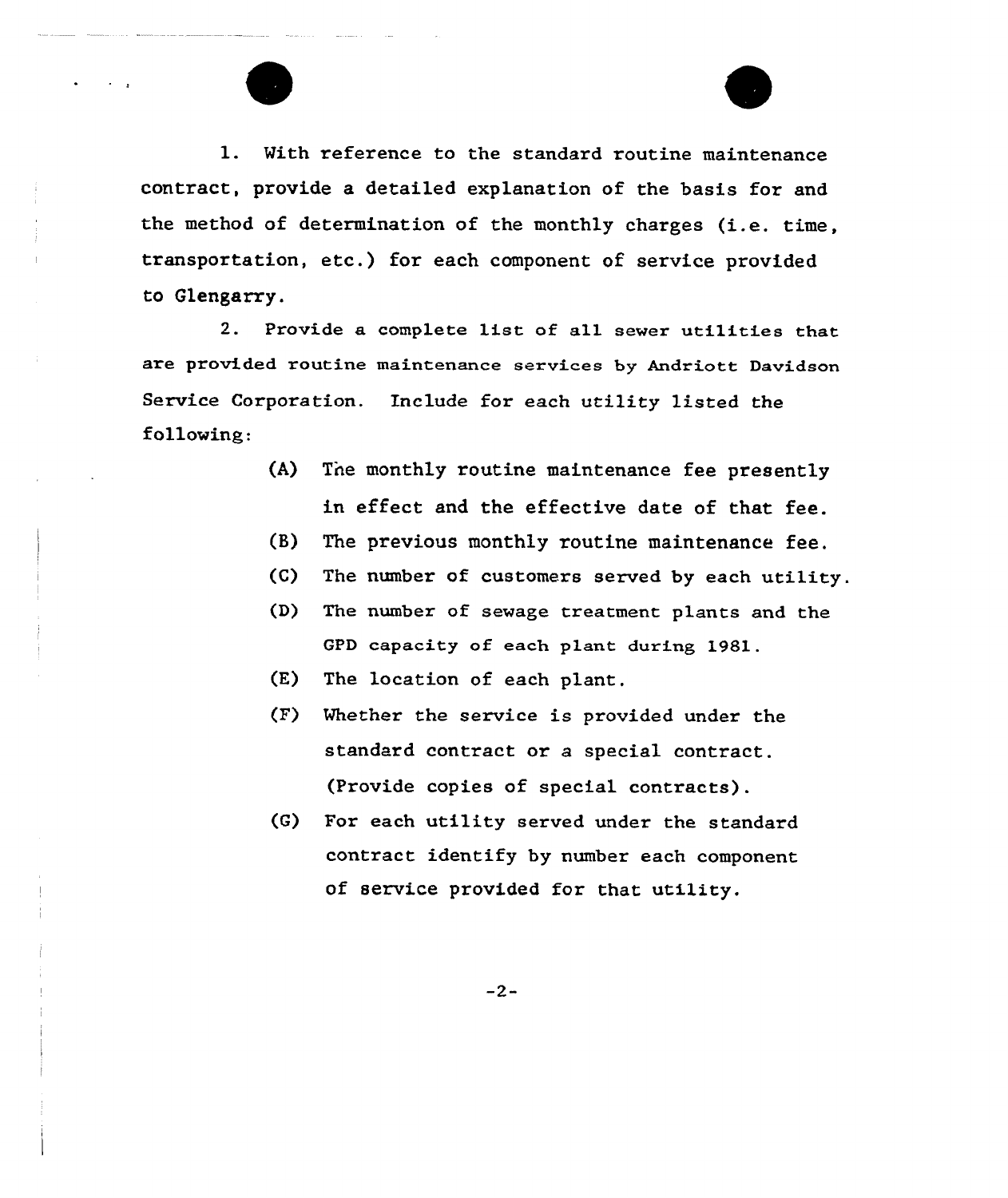1. With reference to the standard routine maintenance contract, provide a detailed explanation of the basis for and the method of determination of the monthly charges (i.e. time, transportation, etc.) for each component of service provided to Glengarry.

2. Provide a complete list of all sewer utilities that are provided routine maintenance services by Andriott Davidson Service Corporation. Include for each utility listed the following:

   (A) The monthly routine maintenance fee presently in effect and the effective date of that fee.

   (B) The previous monthly routine maintenance fee.

   (C) The number of customers served by each utility.

   (D) The number of sewage treatment plants and the GPD capacity of each plant during 1981.

   (E) The location of each plant.

   (F) Whether the service is provided under the standard contract or a special contract. (Provide copies of special contracts).

   (G) For each utility served under the standard contract identify by number each component of service provided for that utility.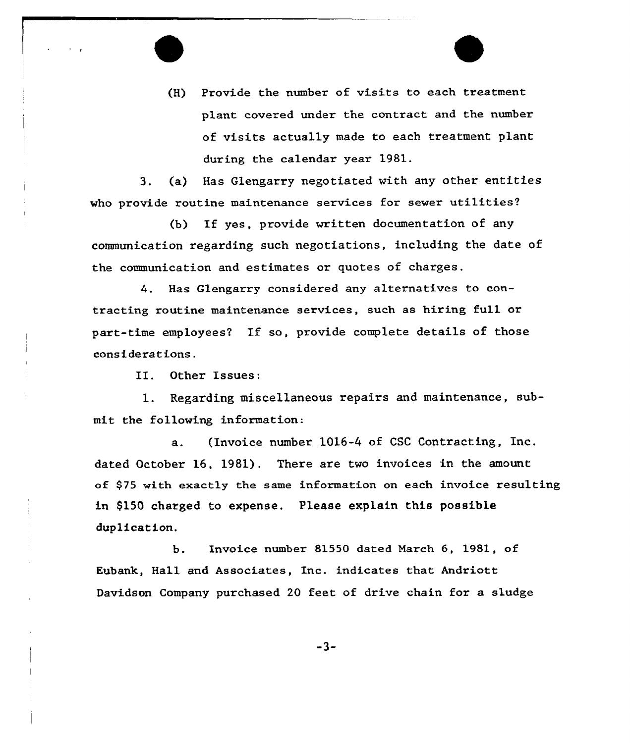(H) Provide the number of visits to each treatment plant covered under the contract and the number of visits actually made to each treatment plant during the calendar year 1981.

3. (a) Has Glengarry negotiated with any other entities who provide routine maintenance services for sewer utilities?

(b) If yes, provide written documentation of any communication regarding such negotiations, including the date of the communication and estimates or quotes of charges.

4. Has Glengarry considered any alternatives to contracting routine maintenance services, such as hiring full or part-time employees? If so, provide complete details of those considerations.

II. Other Issues:

1. Regarding miscellaneous repairs and maintenance, submit the following information:

a. (Invoice number 1016-4 of CSC Contracting, Inc. dated October 16, 1981). There are two invoices in the amount of $75 with exactly the same information on each invoice resulting in $150 charged to expense. Please explain this possible duplication.

b. Invoice number 81550 dated March 6, 1981, of Eubank, Hall and Associates, Inc. indicates that Andriott Davidson Company purchased 20 feet of drive chain for a sludge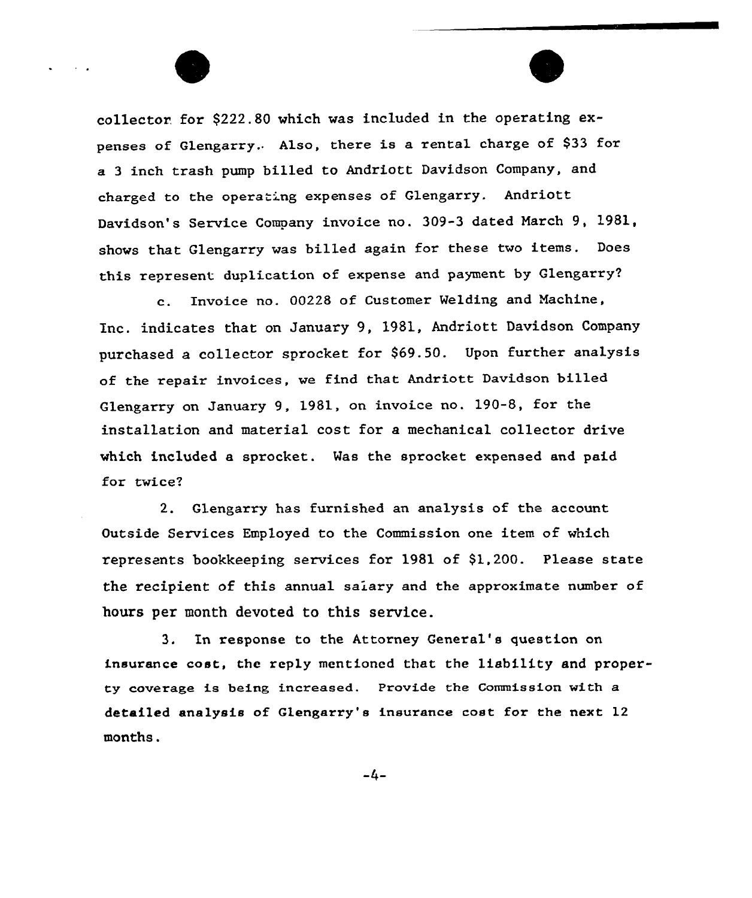collector for $222.80 which was included in the operating expenses of Glengarry. Also, there is a rental charge of $33 for a 3 inch trash pump billed to Andriott Davidson Company, and charged to the operating expenses of Glengarry. Andriott Davidson's Service Company invoice no. 309-3 dated March 9, 1981, shows that Glengarry was billed again for these two items. Does this represent duplication of expense and payment by Glengarry?

c. Invoice no. 00228 of Customer Welding and Machine, Inc. indicates that on January 9, 1981, Andriott Davidson Company purchased a collector sprocket for $69.50. Upon further analysis of the repair invoices, we find that Andriott Davidson billed Glengarry on January 9, 1981, on invoice no. 190-8, for the installation and material cost for a mechanical collector drive which included a sprocket. Was the sprocket expensed and paid for twice?

2. Glengarry has furnished an analysis of the account Outside Services Employed to the Commission one item of which represents bookkeeping services for 1981 of $1,200. Please state the recipient of this annual salary and the approximate number of hours per month devoted to this service.

3. In response to the Attorney General's question on insurance cost, the reply mentioned that the liability and property coverage is being increased. Provide the Commission with a detailed analysis of Glengarry's insurance cost for the next 12 months.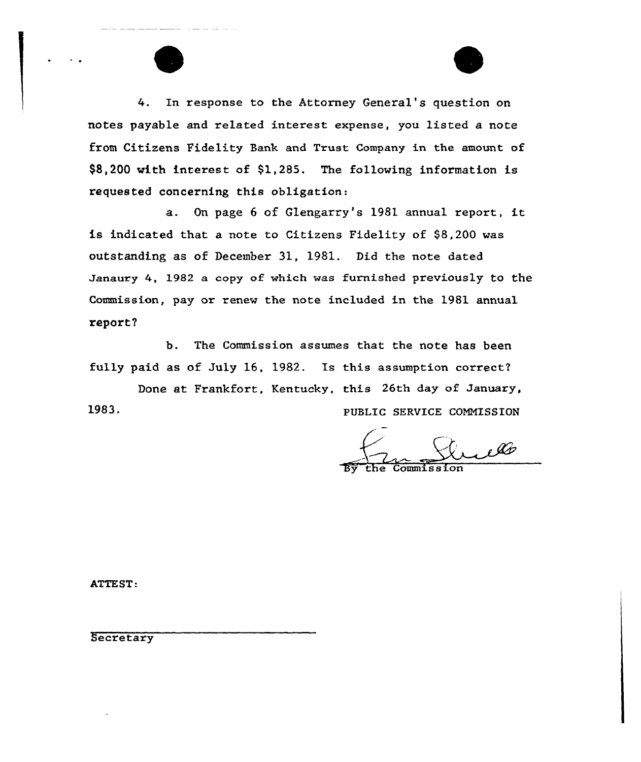4. In response to the Attorney General's question on notes payable and related interest expense, you listed a note from Citizens Fidelity Bank and Trust Company in the amount of $8,200 with interest of $1,285. The following information is requested concerning this obligation:

a. On page 6 of Glengarry's 1981 annual report, it is indicated that a note to Citizens Fidelity of $8,200 was outstanding as of December 31, 1981. Did the note dated Janaury 4, 1982 a copy of which was furnished previously to the Commission, pay or renew the note included in the 1981 annual report?

b. The Commission assumes that the note has been fully paid as of July 16, 1982. Is this assumption correct?

Done at Frankfort, Kentucky, this 26th day of January, 1983.

PUBLIC SERVICE COMMISSION

By the Commission

ATTEST:

Secretary